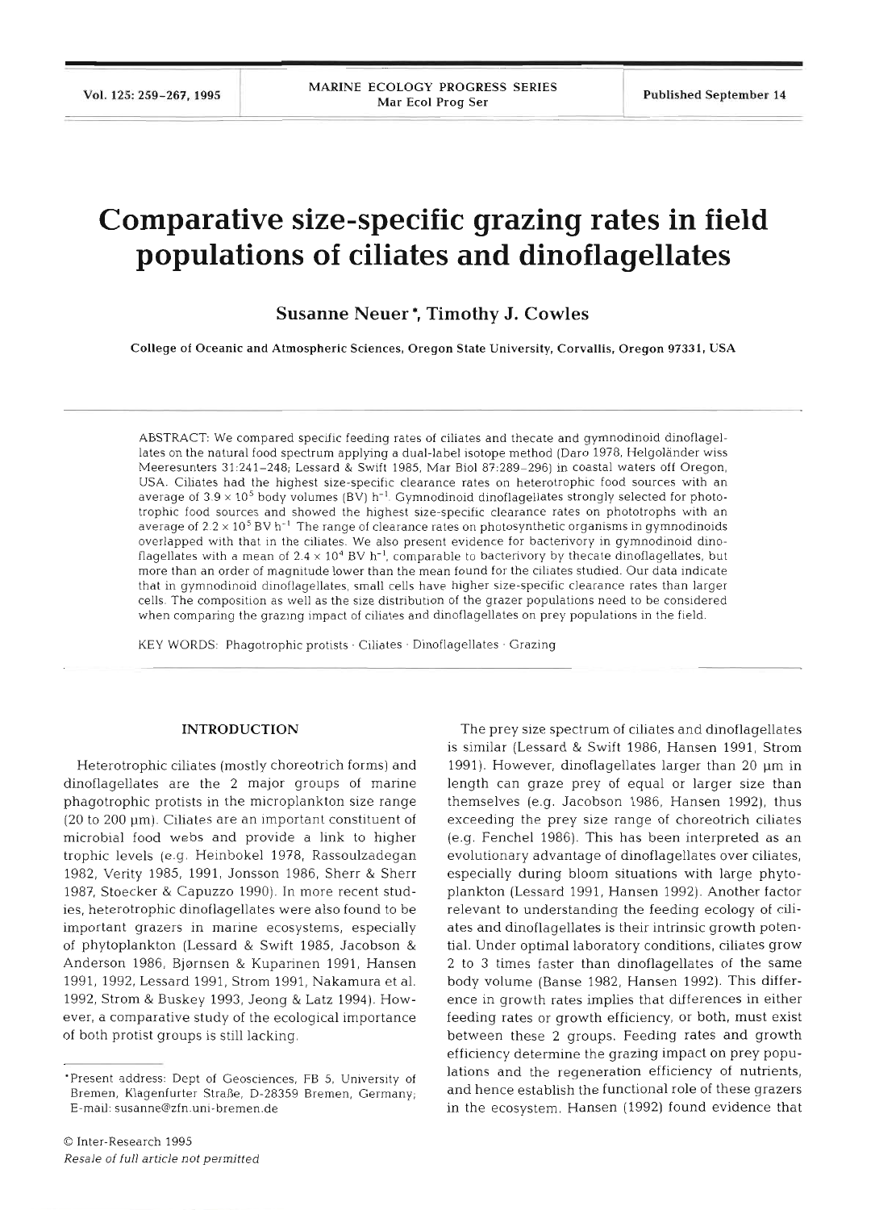# Comparative size-specific grazing rates in field populations of ciliates and dinoflagellates

**Susanne Neuer\*, Timothy J. Cowles**

College of Oceanic and Atmospheric Sciences, Oregon State University, Corvallis, Oregon 97331, USA

ABSTRACT: We compared specific feeding rates of ciliates and thecate and gymnodinoid dinoflagellates on the natural food spectrum applying a dual-label isotope method (Daro 1978, Helgoländer wiss Meeresunters 31:241–248; Lessard & Swift 1985, Mar Biol 87:289–296) in coastal waters off Oregon, USA. Ciliates had the highest size-specific clearance rates on heterotrophic food sources with an average of $3.9 \times 10^5$ body volumes (BV) $h^{-1}$. Gymnodinoid dinoflagellates strongly selected for phototrophic food sources and showed the highest size-specific clearance rates on phototrophs with an average of $2.2 \times 10^5$ BV $h^{-1}$. The range of clearance rates on photosynthetic organisms in gymnodinoids overlapped with that in the ciliates. We also present evidence for bacterivory in gymnodinoid dinoflagellates with a mean of $2.4 \times 10^4$ BV $h^{-1}$, comparable to bacterivory by thecate dinoflagellates, but more than an order of magnitude lower than the mean found for the ciliates studied. Our data indicate that in gymnodinoid dinoflagellates, small cells have higher size-specific clearance rates than larger cells. The composition as well as the size distribution of the grazer populations need to be considered when comparing the grazing impact of ciliates and dinoflagellates on prey populations in the field.

KEY WORDS: Phagotrophic protists · Ciliates · Dinoflagellates · Grazing

## INTRODUCTION

Heterotrophic ciliates (mostly choreotrich forms) and dinoflagellates are the 2 major groups of marine phagotrophic protists in the microplankton size range (20 to 200 µm). Ciliates are an important constituent of microbial food webs and provide a link to higher trophic levels (e.g. Heinbokel 1978, Rassoulzadegan 1982, Verity 1985, 1991, Jonsson 1986, Sherr & Sherr 1987, Stoecker & Capuzzo 1990). In more recent studies, heterotrophic dinoflagellates were also found to be important grazers in marine ecosystems, especially of phytoplankton (Lessard & Swift 1985, Jacobson & Anderson 1986, Bjørnsen & Kuparinen 1991, Hansen 1991, 1992, Lessard 1991, Strom 1991, Nakamura et al. 1992, Strom & Buskey 1993, Jeong & Latz 1994). However, a comparative study of the ecological importance of both protist groups is still lacking.

The prey size spectrum of ciliates and dinoflagellates is similar (Lessard & Swift 1986, Hansen 1991, Strom 1991). However, dinoflagellates larger than 20 µm in length can graze prey of equal or larger size than themselves (e.g. Jacobson 1986, Hansen 1992), thus exceeding the prey size range of choreotrich ciliates (e.g. Fenchel 1986). This has been interpreted as an evolutionary advantage of dinoflagellates over ciliates, especially during bloom situations with large phytoplankton (Lessard 1991, Hansen 1992). Another factor relevant to understanding the feeding ecology of ciliates and dinoflagellates is their intrinsic growth potential. Under optimal laboratory conditions, ciliates grow 2 to 3 times faster than dinoflagellates of the same body volume (Banse 1982, Hansen 1992). This difference in growth rates implies that differences in either feeding rates or growth efficiency, or both, must exist between these 2 groups. Feeding rates and growth efficiency determine the grazing impact on prey populations and the regeneration efficiency of nutrients, and hence establish the functional role of these grazers in the ecosystem. Hansen (1992) found evidence that

\*Present address: Dept of Geosciences, FB 5, University of Bremen, Klagenfurter Straße, D-28359 Bremen, Germany; E-mail: susanne@zfn.uni-bremen.de

© Inter-Research 1995
*Resale of full article not permitted*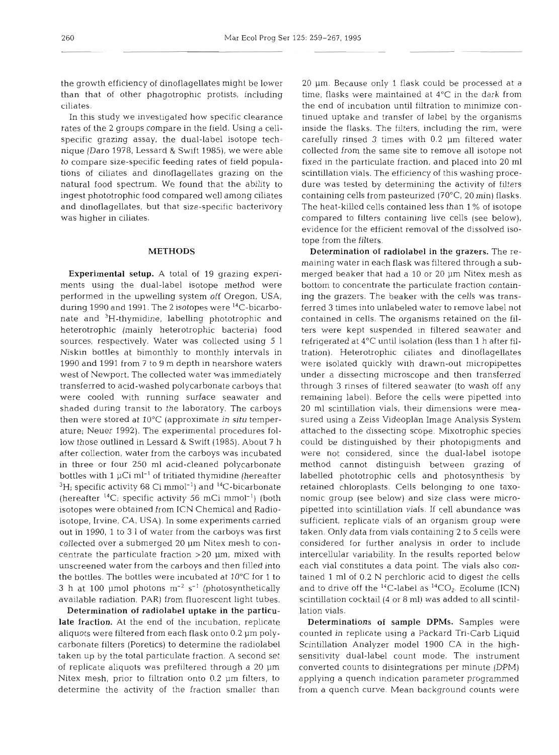the growth efficiency of dinoflagellates might be lower than that of other phagotrophic protists, including ciliates.

In this study we investigated how specific clearance rates of the 2 groups compare in the field. Using a cell-specific grazing assay, the dual-label isotope technique (Daro 1978, Lessard & Swift 1985), we were able to compare size-specific feeding rates of field populations of ciliates and dinoflagellates grazing on the natural food spectrum. We found that the ability to ingest phototrophic food compared well among ciliates and dinoflagellates, but that size-specific bacterivory was higher in ciliates.

## METHODS

**Experimental setup.** A total of 19 grazing experiments using the dual-label isotope method were performed in the upwelling system off Oregon, USA, during 1990 and 1991. The 2 isotopes were $^{14}C$-bicarbonate and $^{3}H$-thymidine, labelling phototrophic and heterotrophic (mainly heterotrophic bacteria) food sources, respectively. Water was collected using 5 l Niskin bottles at bimonthly to monthly intervals in 1990 and 1991 from 7 to 9 m depth in nearshore waters west of Newport. The collected water was immediately transferred to acid-washed polycarbonate carboys that were cooled with running surface seawater and shaded during transit to the laboratory. The carboys then were stored at 10°C (approximate *in situ* temperature; Neuer 1992). The experimental procedures follow those outlined in Lessard & Swift (1985). About 7 h after collection, water from the carboys was incubated in three or four 250 ml acid-cleaned polycarbonate bottles with 1 µCi ml$^{-1}$ of tritiated thymidine (hereafter $^{3}H$; specific activity 68 Ci mmol$^{-1}$) and $^{14}C$-bicarbonate (hereafter $^{14}C$; specific activity 56 mCi mmol$^{-1}$) (both isotopes were obtained from ICN Chemical and Radioisotope, Irvine, CA, USA). In some experiments carried out in 1990, 1 to 3 l of water from the carboys was first collected over a submerged 20 µm Nitex mesh to concentrate the particulate fraction >20 µm, mixed with unscreened water from the carboys and then filled into the bottles. The bottles were incubated at 10°C for 1 to 3 h at 100 µmol photons m$^{-2}$ s$^{-1}$ (photosynthetically available radiation, PAR) from fluorescent light tubes.

**Determination of radiolabel uptake in the particulate fraction.** At the end of the incubation, replicate aliquots were filtered from each flask onto 0.2 µm polycarbonate filters (Poretics) to determine the radiolabel taken up by the total particulate fraction. A second set of replicate aliquots was prefiltered through a 20 µm Nitex mesh, prior to filtration onto 0.2 µm filters, to determine the activity of the fraction smaller than 20 µm. Because only 1 flask could be processed at a time, flasks were maintained at 4°C in the dark from the end of incubation until filtration to minimize continued uptake and transfer of label by the organisms inside the flasks. The filters, including the rim, were carefully rinsed 3 times with 0.2 µm filtered water collected from the same site to remove all isotope not fixed in the particulate fraction, and placed into 20 ml scintillation vials. The efficiency of this washing procedure was tested by determining the activity of filters containing cells from pasteurized (70°C, 20 min) flasks. The heat-killed cells contained less than 1% of isotope compared to filters containing live cells (see below), evidence for the efficient removal of the dissolved isotope from the filters.

**Determination of radiolabel in the grazers.** The remaining water in each flask was filtered through a submerged beaker that had a 10 or 20 µm Nitex mesh as bottom to concentrate the particulate fraction containing the grazers. The beaker with the cells was transferred 3 times into unlabeled water to remove label not contained in cells. The organisms retained on the filters were kept suspended in filtered seawater and refrigerated at 4°C until isolation (less than 1 h after filtration). Heterotrophic ciliates and dinoflagellates were isolated quickly with drawn-out micropipettes under a dissecting microscope and then transferred through 3 rinses of filtered seawater (to wash off any remaining label). Before the cells were pipetted into 20 ml scintillation vials, their dimensions were measured using a Zeiss Videoplan Image Analysis System attached to the dissecting scope. Mixotrophic species could be distinguished by their photopigments and were not considered, since the dual-label isotope method cannot distinguish between grazing of labelled phototrophic cells and photosynthesis by retained chloroplasts. Cells belonging to one taxonomic group (see below) and size class were micropipetted into scintillation vials. If cell abundance was sufficient, replicate vials of an organism group were taken. Only data from vials containing 2 to 5 cells were considered for further analysis in order to include intercellular variability. In the results reported below each vial constitutes a data point. The vials also contained 1 ml of 0.2 N perchloric acid to digest the cells and to drive off the $^{14}C$-label as $^{14}CO_2$. Ecolume (ICN) scintillation cocktail (4 or 8 ml) was added to all scintillation vials.

**Determinations of sample DPMs.** Samples were counted in replicate using a Packard Tri-Carb Liquid Scintillation Analyzer model 1900 CA in the high-sensitivity dual-label count mode. The instrument converted counts to disintegrations per minute (DPM) applying a quench indication parameter programmed from a quench curve. Mean background counts were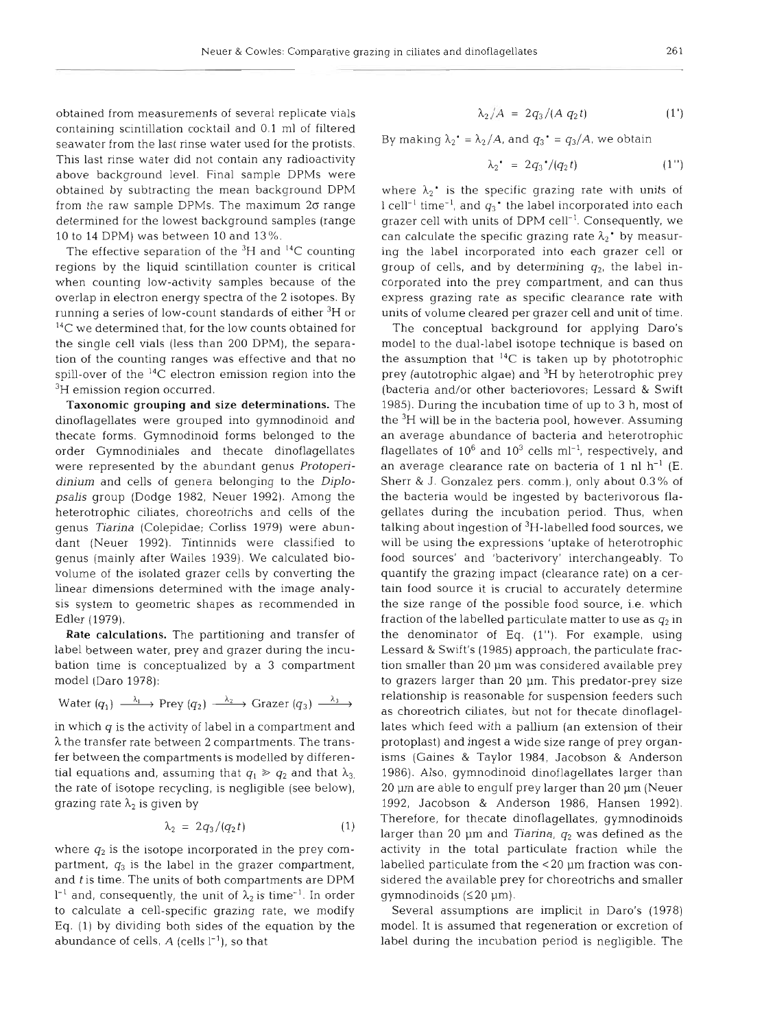obtained from measurements of several replicate vials containing scintillation cocktail and 0.1 ml of filtered seawater from the last rinse water used for the protists. This last rinse water did not contain any radioactivity above background level. Final sample DPMs were obtained by subtracting the mean background DPM from the raw sample DPMs. The maximum $2\sigma$ range determined for the lowest background samples (range 10 to 14 DPM) was between 10 and 13%.

The effective separation of the $^3H$ and $^{14}C$ counting regions by the liquid scintillation counter is critical when counting low-activity samples because of the overlap in electron energy spectra of the 2 isotopes. By running a series of low-count standards of either $^3H$ or $^{14}C$ we determined that, for the low counts obtained for the single cell vials (less than 200 DPM), the separation of the counting ranges was effective and that no spill-over of the $^{14}C$ electron emission region into the $^3H$ emission region occurred.

**Taxonomic grouping and size determinations.** The dinoflagellates were grouped into gymnodinoid and thecate forms. Gymnodinoid forms belonged to the order Gymnodiniales and thecate dinoflagellates were represented by the abundant genus *Protoperidinium* and cells of genera belonging to the *Diplopsalis* group (Dodge 1982, Neuer 1992). Among the heterotrophic ciliates, choreotrichs and cells of the genus *Tiarina* (Colepidae; Corliss 1979) were abundant (Neuer 1992). Tintinnids were classified to genus (mainly after Wailes 1939). We calculated biovolume of the isolated grazer cells by converting the linear dimensions determined with the image analysis system to geometric shapes as recommended in Edler (1979).

**Rate calculations.** The partitioning and transfer of label between water, prey and grazer during the incubation time is conceptualized by a 3 compartment model (Daro 1978):

$$\text{Water } (q_1) \xrightarrow{\lambda_1} \text{Prey } (q_2) \xrightarrow{\lambda_2} \text{Grazer } (q_3) \xrightarrow{\lambda_3}$$

in which $q$ is the activity of label in a compartment and $\lambda$ the transfer rate between 2 compartments. The transfer between the compartments is modelled by differential equations and, assuming that $q_1 \gg q_2$ and that $\lambda_3$, the rate of isotope recycling, is negligible (see below), grazing rate $\lambda_2$ is given by

$$\lambda_2 = 2q_3/(q_2 t) \quad (1)$$

where $q_2$ is the isotope incorporated in the prey compartment, $q_3$ is the label in the grazer compartment, and $t$ is time. The units of both compartments are DPM $l^{-1}$ and, consequently, the unit of $\lambda_2$ is time$^{-1}$. In order to calculate a cell-specific grazing rate, we modify Eq. (1) by dividing both sides of the equation by the abundance of cells, $A$ (cells $l^{-1}$), so that

$$\lambda_2/A = 2q_3/(A\, q_2 t) \quad (1')$$

By making $\lambda_2^* = \lambda_2/A$, and $q_3^* = q_3/A$, we obtain

$$\lambda_2^* = 2q_3^*/(q_2 t) \quad (1'')$$

where $\lambda_2^*$ is the specific grazing rate with units of l cell$^{-1}$ time$^{-1}$, and $q_3^*$ the label incorporated into each grazer cell with units of DPM cell$^{-1}$. Consequently, we can calculate the specific grazing rate $\lambda_2^*$ by measuring the label incorporated into each grazer cell or group of cells, and by determining $q_2$, the label incorporated into the prey compartment, and can thus express grazing rate as specific clearance rate with units of volume cleared per grazer cell and unit of time.

The conceptual background for applying Daro's model to the dual-label isotope technique is based on the assumption that $^{14}C$ is taken up by phototrophic prey (autotrophic algae) and $^3H$ by heterotrophic prey (bacteria and/or other bacteriovores; Lessard & Swift 1985). During the incubation time of up to 3 h, most of the $^3H$ will be in the bacteria pool, however. Assuming an average abundance of bacteria and heterotrophic flagellates of $10^6$ and $10^3$ cells ml$^{-1}$, respectively, and an average clearance rate on bacteria of 1 nl h$^{-1}$ (E. Sherr & J. Gonzalez pers. comm.), only about 0.3% of the bacteria would be ingested by bacterivorous flagellates during the incubation period. Thus, when talking about ingestion of $^3H$-labelled food sources, we will be using the expressions 'uptake of heterotrophic food sources' and 'bacterivory' interchangeably. To quantify the grazing impact (clearance rate) on a certain food source it is crucial to accurately determine the size range of the possible food source, i.e. which fraction of the labelled particulate matter to use as $q_2$ in the denominator of Eq. (1''). For example, using Lessard & Swift's (1985) approach, the particulate fraction smaller than 20 µm was considered available prey to grazers larger than 20 µm. This predator-prey size relationship is reasonable for suspension feeders such as choreotrich ciliates, but not for thecate dinoflagellates which feed with a pallium (an extension of their protoplast) and ingest a wide size range of prey organisms (Gaines & Taylor 1984, Jacobson & Anderson 1986). Also, gymnodinoid dinoflagellates larger than 20 µm are able to engulf prey larger than 20 µm (Neuer 1992, Jacobson & Anderson 1986, Hansen 1992). Therefore, for thecate dinoflagellates, gymnodinoids larger than 20 µm and *Tiarina*, $q_2$ was defined as the activity in the total particulate fraction while the labelled particulate from the <20 µm fraction was considered the available prey for choreotrichs and smaller gymnodinoids (≤20 µm).

Several assumptions are implicit in Daro's (1978) model. It is assumed that regeneration or excretion of label during the incubation period is negligible. The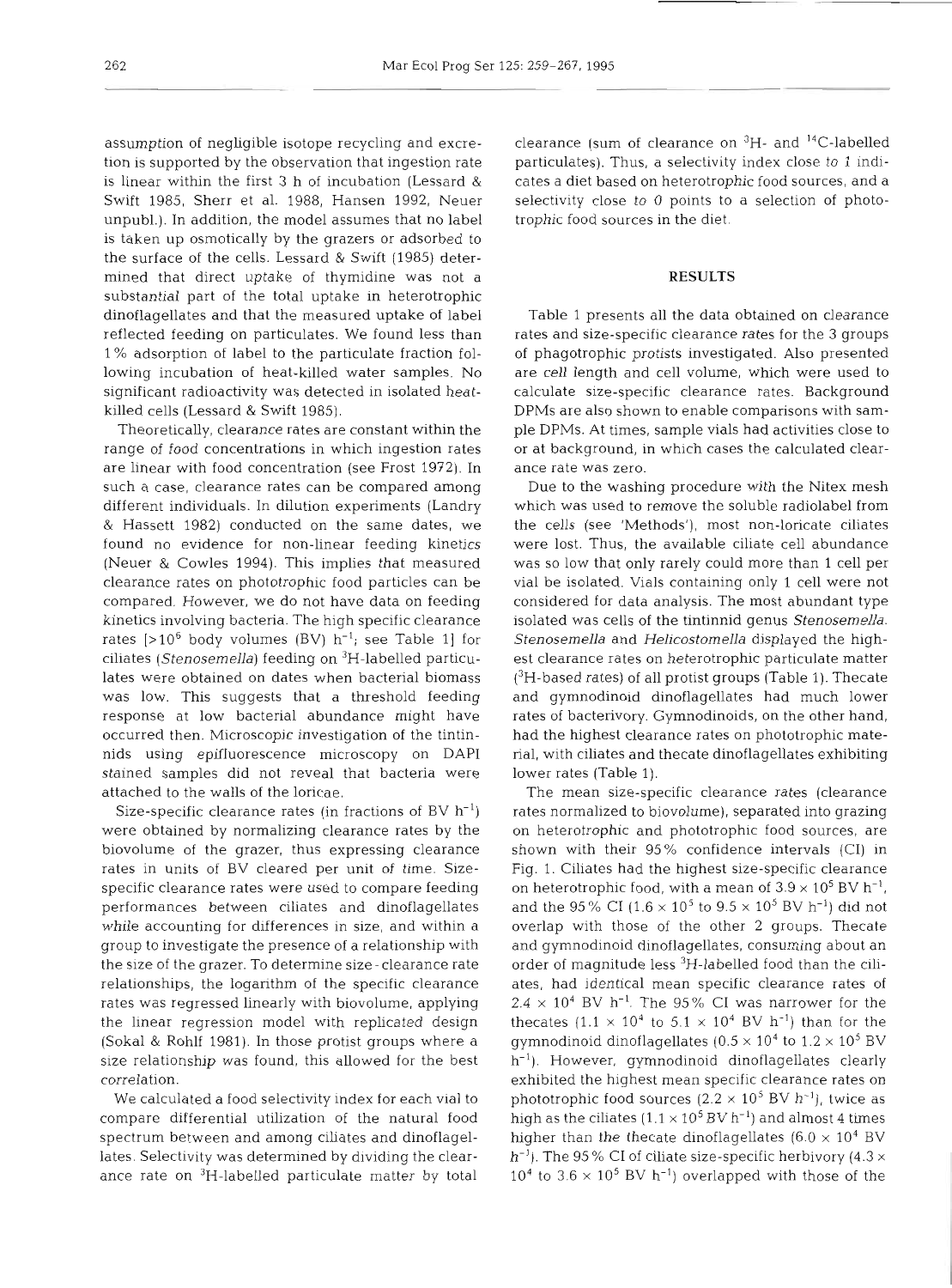assumption of negligible isotope recycling and excretion is supported by the observation that ingestion rate is linear within the first 3 h of incubation (Lessard & Swift 1985, Sherr et al. 1988, Hansen 1992, Neuer unpubl.). In addition, the model assumes that no label is taken up osmotically by the grazers or adsorbed to the surface of the cells. Lessard & Swift (1985) determined that direct uptake of thymidine was not a substantial part of the total uptake in heterotrophic dinoflagellates and that the measured uptake of label reflected feeding on particulates. We found less than 1% adsorption of label to the particulate fraction following incubation of heat-killed water samples. No significant radioactivity was detected in isolated heat-killed cells (Lessard & Swift 1985).

Theoretically, clearance rates are constant within the range of food concentrations in which ingestion rates are linear with food concentration (see Frost 1972). In such a case, clearance rates can be compared among different individuals. In dilution experiments (Landry & Hassett 1982) conducted on the same dates, we found no evidence for non-linear feeding kinetics (Neuer & Cowles 1994). This implies that measured clearance rates on phototrophic food particles can be compared. However, we do not have data on feeding kinetics involving bacteria. The high specific clearance rates [$>10^6$ body volumes (BV) $h^{-1}$; see Table 1] for ciliates (*Stenosemella*) feeding on $^3H$-labelled particulates were obtained on dates when bacterial biomass was low. This suggests that a threshold feeding response at low bacterial abundance might have occurred then. Microscopic investigation of the tintinnids using epifluorescence microscopy on DAPI stained samples did not reveal that bacteria were attached to the walls of the loricae.

Size-specific clearance rates (in fractions of BV $h^{-1}$) were obtained by normalizing clearance rates by the biovolume of the grazer, thus expressing clearance rates in units of BV cleared per unit of time. Size-specific clearance rates were used to compare feeding performances between ciliates and dinoflagellates while accounting for differences in size, and within a group to investigate the presence of a relationship with the size of the grazer. To determine size-clearance rate relationships, the logarithm of the specific clearance rates was regressed linearly with biovolume, applying the linear regression model with replicated design (Sokal & Rohlf 1981). In those protist groups where a size relationship was found, this allowed for the best correlation.

We calculated a food selectivity index for each vial to compare differential utilization of the natural food spectrum between and among ciliates and dinoflagellates. Selectivity was determined by dividing the clearance rate on $^3H$-labelled particulate matter by total clearance (sum of clearance on $^3H$- and $^{14}C$-labelled particulates). Thus, a selectivity index close to 1 indicates a diet based on heterotrophic food sources, and a selectivity close to 0 points to a selection of phototrophic food sources in the diet.

## RESULTS

Table 1 presents all the data obtained on clearance rates and size-specific clearance rates for the 3 groups of phagotrophic protists investigated. Also presented are cell length and cell volume, which were used to calculate size-specific clearance rates. Background DPMs are also shown to enable comparisons with sample DPMs. At times, sample vials had activities close to or at background, in which cases the calculated clearance rate was zero.

Due to the washing procedure with the Nitex mesh which was used to remove the soluble radiolabel from the cells (see 'Methods'), most non-loricate ciliates were lost. Thus, the available ciliate cell abundance was so low that only rarely could more than 1 cell per vial be isolated. Vials containing only 1 cell were not considered for data analysis. The most abundant type isolated was cells of the tintinnid genus *Stenosemella*. *Stenosemella* and *Helicostomella* displayed the highest clearance rates on heterotrophic particulate matter ($^3H$-based rates) of all protist groups (Table 1). Thecate and gymnodinoid dinoflagellates had much lower rates of bacterivory. Gymnodinoids, on the other hand, had the highest clearance rates on phototrophic material, with ciliates and thecate dinoflagellates exhibiting lower rates (Table 1).

The mean size-specific clearance rates (clearance rates normalized to biovolume), separated into grazing on heterotrophic and phototrophic food sources, are shown with their 95% confidence intervals (CI) in Fig. 1. Ciliates had the highest size-specific clearance on heterotrophic food, with a mean of $3.9 \times 10^5$ BV $h^{-1}$, and the 95% CI ($1.6 \times 10^5$ to $9.5 \times 10^5$ BV $h^{-1}$) did not overlap with those of the other 2 groups. Thecate and gymnodinoid dinoflagellates, consuming about an order of magnitude less $^3H$-labelled food than the ciliates, had identical mean specific clearance rates of $2.4 \times 10^4$ BV $h^{-1}$. The 95% CI was narrower for the thecates ($1.1 \times 10^4$ to $5.1 \times 10^4$ BV $h^{-1}$) than for the gymnodinoid dinoflagellates ($0.5 \times 10^4$ to $1.2 \times 10^5$ BV $h^{-1}$). However, gymnodinoid dinoflagellates clearly exhibited the highest mean specific clearance rates on phototrophic food sources ($2.2 \times 10^5$ BV $h^{-1}$), twice as high as the ciliates ($1.1 \times 10^5$ BV $h^{-1}$) and almost 4 times higher than the thecate dinoflagellates ($6.0 \times 10^4$ BV $h^{-1}$). The 95% CI of ciliate size-specific herbivory ($4.3 \times 10^4$ to $3.6 \times 10^5$ BV $h^{-1}$) overlapped with those of the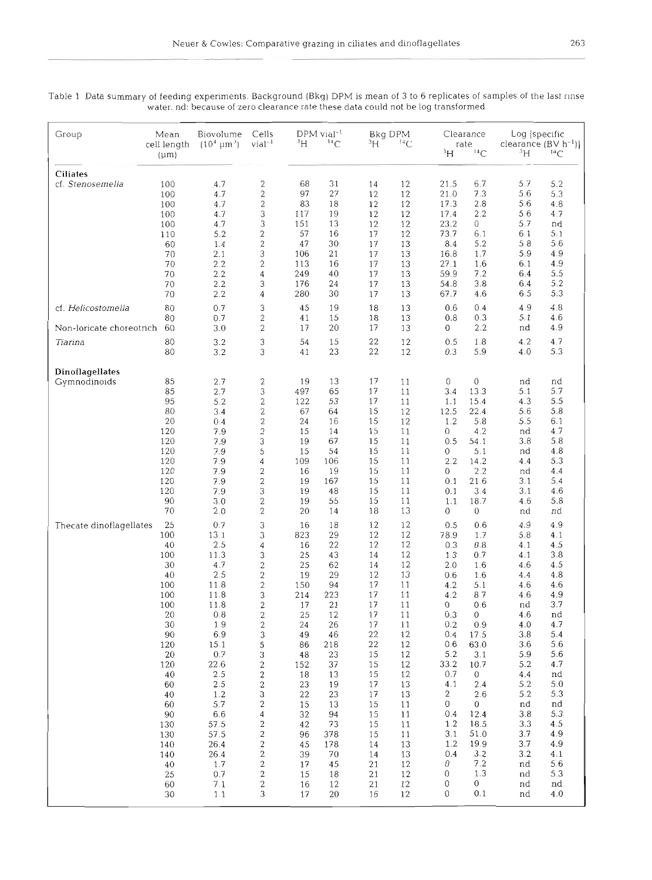Table 1 Data summary of feeding experiments. Background (Bkg) DPM is mean of 3 to 6 replicates of samples of the last rinse water. nd: because of zero clearance rate these data could not be log transformed

| Group | Mean cell length (µm) | Biovolume ($10^4$ µm$^3$) | Cells vial$^{-1}$ | DPM vial$^{-1}$ $^3$H | DPM vial$^{-1}$ $^{14}$C | Bkg DPM $^3$H | Bkg DPM $^{14}$C | Clearance rate $^3$H | Clearance rate $^{14}$C | Log [specific clearance (BV h$^{-1}$)] $^3$H | Log [specific clearance (BV h$^{-1}$)] $^{14}$C |
|---|---|---|---|---|---|---|---|---|---|---|---|
| **Ciliates** | | | | | | | | | | | |
| cf. *Stenosemella* | 100 | 4.7 | 2 | 68 | 31 | 14 | 12 | 21.5 | 6.7 | 5.7 | 5.2 |
| | 100 | 4.7 | 2 | 97 | 27 | 12 | 12 | 21.0 | 7.3 | 5.6 | 5.3 |
| | 100 | 4.7 | 2 | 83 | 18 | 12 | 12 | 17.3 | 2.8 | 5.6 | 4.8 |
| | 100 | 4.7 | 3 | 117 | 19 | 12 | 12 | 17.4 | 2.2 | 5.6 | 4.7 |
| | 100 | 4.7 | 3 | 151 | 13 | 12 | 12 | 23.2 | 0 | 5.7 | nd |
| | 110 | 5.2 | 2 | 57 | 16 | 17 | 12 | 73.7 | 6.1 | 6.1 | 5.1 |
| | 60 | 1.4 | 2 | 47 | 30 | 17 | 13 | 8.4 | 5.2 | 5.8 | 5.6 |
| | 70 | 2.1 | 3 | 106 | 21 | 17 | 13 | 16.8 | 1.7 | 5.9 | 4.9 |
| | 70 | 2.2 | 2 | 113 | 16 | 17 | 13 | 27.1 | 1.6 | 6.1 | 4.9 |
| | 70 | 2.2 | 4 | 249 | 40 | 17 | 13 | 59.9 | 7.2 | 6.4 | 5.5 |
| | 70 | 2.2 | 3 | 176 | 24 | 17 | 13 | 54.8 | 3.8 | 6.4 | 5.2 |
| | 70 | 2.2 | 4 | 280 | 30 | 17 | 13 | 67.7 | 4.6 | 6.5 | 5.3 |
| cf. *Helicostomella* | 80 | 0.7 | 3 | 45 | 19 | 18 | 13 | 0.6 | 0.4 | 4.9 | 4.8 |
| | 80 | 0.7 | 2 | 41 | 15 | 18 | 13 | 0.8 | 0.3 | 5.1 | 4.6 |
| Non-loricate choreotrich | 60 | 3.0 | 2 | 17 | 20 | 17 | 13 | 0 | 2.2 | nd | 4.9 |
| *Tiarina* | 80 | 3.2 | 3 | 54 | 15 | 22 | 12 | 0.5 | 1.8 | 4.2 | 4.7 |
| | 80 | 3.2 | 3 | 41 | 23 | 22 | 12 | 0.3 | 5.9 | 4.0 | 5.3 |
| **Dinoflagellates** | | | | | | | | | | | |
| Gymnodinoids | 85 | 2.7 | 2 | 19 | 13 | 17 | 11 | 0 | 0 | nd | nd |
| | 85 | 2.7 | 3 | 497 | 65 | 17 | 11 | 3.4 | 13.3 | 5.1 | 5.7 |
| | 95 | 5.2 | 2 | 122 | 53 | 17 | 11 | 1.1 | 15.4 | 4.3 | 5.5 |
| | 80 | 3.4 | 2 | 67 | 64 | 15 | 12 | 12.5 | 22.4 | 5.6 | 5.8 |
| | 20 | 0.4 | 2 | 24 | 16 | 15 | 12 | 1.2 | 5.8 | 5.5 | 6.1 |
| | 120 | 7.9 | 2 | 15 | 14 | 15 | 11 | 0 | 4.2 | nd | 4.7 |
| | 120 | 7.9 | 3 | 19 | 67 | 15 | 11 | 0.5 | 54.1 | 3.8 | 5.8 |
| | 120 | 7.9 | 5 | 15 | 54 | 15 | 11 | 0 | 5.1 | nd | 4.8 |
| | 120 | 7.9 | 4 | 109 | 106 | 15 | 11 | 2.2 | 14.2 | 4.4 | 5.3 |
| | 120 | 7.9 | 2 | 16 | 19 | 15 | 11 | 0 | 2.2 | nd | 4.4 |
| | 120 | 7.9 | 2 | 19 | 167 | 15 | 11 | 0.1 | 21.6 | 3.1 | 5.4 |
| | 120 | 7.9 | 3 | 19 | 48 | 15 | 11 | 0.1 | 3.4 | 3.1 | 4.6 |
| | 90 | 3.0 | 2 | 19 | 55 | 15 | 11 | 1.1 | 18.7 | 4.6 | 5.8 |
| | 70 | 2.0 | 2 | 20 | 14 | 18 | 13 | 0 | 0 | nd | nd |
| Thecate dinoflagellates | 25 | 0.7 | 3 | 16 | 18 | 12 | 12 | 0.5 | 0.6 | 4.9 | 4.9 |
| | 100 | 13.1 | 3 | 823 | 29 | 12 | 12 | 78.9 | 1.7 | 5.8 | 4.1 |
| | 40 | 2.5 | 4 | 16 | 22 | 12 | 12 | 0.3 | 0.8 | 4.1 | 4.5 |
| | 100 | 11.3 | 3 | 25 | 43 | 14 | 12 | 1.3 | 0.7 | 4.1 | 3.8 |
| | 30 | 4.7 | 2 | 25 | 62 | 14 | 12 | 2.0 | 1.6 | 4.6 | 4.5 |
| | 40 | 2.5 | 2 | 19 | 29 | 12 | 13 | 0.6 | 1.6 | 4.4 | 4.8 |
| | 100 | 11.8 | 2 | 150 | 94 | 17 | 11 | 4.2 | 5.1 | 4.6 | 4.6 |
| | 100 | 11.8 | 3 | 214 | 223 | 17 | 11 | 4.2 | 8.7 | 4.6 | 4.9 |
| | 100 | 11.8 | 2 | 17 | 21 | 17 | 11 | 0 | 0.6 | nd | 3.7 |
| | 20 | 0.8 | 2 | 25 | 12 | 17 | 11 | 0.3 | 0 | 4.6 | nd |
| | 30 | 1.9 | 2 | 24 | 26 | 17 | 11 | 0.2 | 0.9 | 4.0 | 4.7 |
| | 90 | 6.9 | 3 | 49 | 46 | 22 | 12 | 0.4 | 17.5 | 3.8 | 5.4 |
| | 120 | 15.1 | 5 | 86 | 218 | 22 | 12 | 0.6 | 63.0 | 3.6 | 5.6 |
| | 20 | 0.7 | 3 | 48 | 23 | 15 | 12 | 5.2 | 3.1 | 5.9 | 5.6 |
| | 120 | 22.6 | 2 | 152 | 37 | 15 | 12 | 33.2 | 10.7 | 5.2 | 4.7 |
| | 40 | 2.5 | 2 | 18 | 13 | 15 | 12 | 0.7 | 0 | 4.4 | nd |
| | 60 | 2.5 | 2 | 23 | 19 | 17 | 13 | 4.1 | 2.4 | 5.2 | 5.0 |
| | 40 | 1.2 | 3 | 22 | 23 | 17 | 13 | 2 | 2.6 | 5.2 | 5.3 |
| | 60 | 5.7 | 2 | 15 | 13 | 15 | 11 | 0 | 0 | nd | nd |
| | 90 | 6.6 | 4 | 32 | 94 | 15 | 11 | 0.4 | 12.4 | 3.8 | 5.3 |
| | 130 | 57.5 | 2 | 42 | 73 | 15 | 11 | 1.2 | 18.5 | 3.3 | 4.5 |
| | 130 | 57.5 | 2 | 96 | 378 | 15 | 11 | 3.1 | 51.0 | 3.7 | 4.9 |
| | 140 | 26.4 | 2 | 45 | 178 | 14 | 13 | 1.2 | 19.9 | 3.7 | 4.9 |
| | 140 | 26.4 | 2 | 39 | 70 | 14 | 13 | 0.4 | 3.2 | 3.2 | 4.1 |
| | 40 | 1.7 | 2 | 17 | 45 | 21 | 12 | 0 | 7.2 | nd | 5.6 |
| | 25 | 0.7 | 2 | 15 | 18 | 21 | 12 | 0 | 1.3 | nd | 5.3 |
| | 60 | 7.1 | 2 | 16 | 12 | 21 | 12 | 0 | 0 | nd | nd |
| | 30 | 1.1 | 3 | 17 | 20 | 16 | 12 | 0 | 0.1 | nd | 4.0 |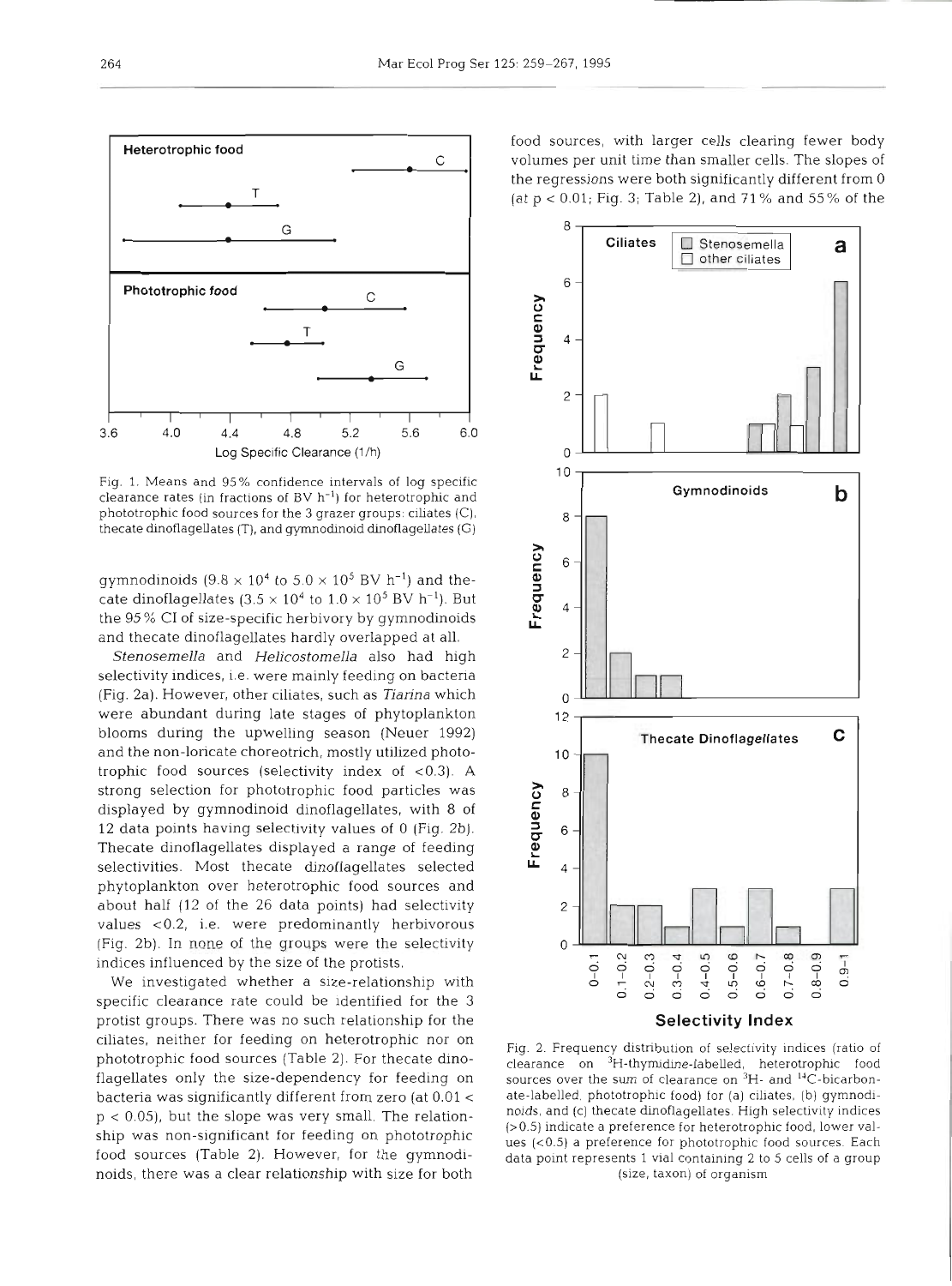Fig. 1. Means and 95% confidence intervals of log specific clearance rates (in fractions of BV $h^{-1}$) for heterotrophic and phototrophic food sources for the 3 grazer groups: ciliates (C), thecate dinoflagellates (T), and gymnodinoid dinoflagellates (G)

gymnodinoids ($9.8 \times 10^4$ to $5.0 \times 10^5$ BV $h^{-1}$) and thecate dinoflagellates ($3.5 \times 10^4$ to $1.0 \times 10^5$ BV $h^{-1}$). But the 95% CI of size-specific herbivory by gymnodinoids and thecate dinoflagellates hardly overlapped at all.

*Stenosemella* and *Helicostomella* also had high selectivity indices, i.e. were mainly feeding on bacteria (Fig. 2a). However, other ciliates, such as *Tiarina* which were abundant during late stages of phytoplankton blooms during the upwelling season (Neuer 1992) and the non-loricate choreotrich, mostly utilized phototrophic food sources (selectivity index of <0.3). A strong selection for phototrophic food particles was displayed by gymnodinoid dinoflagellates, with 8 of 12 data points having selectivity values of 0 (Fig. 2b). Thecate dinoflagellates displayed a range of feeding selectivities. Most thecate dinoflagellates selected phytoplankton over heterotrophic food sources and about half (12 of the 26 data points) had selectivity values <0.2, i.e. were predominantly herbivorous (Fig. 2b). In none of the groups were the selectivity indices influenced by the size of the protists.

We investigated whether a size-relationship with specific clearance rate could be identified for the 3 protist groups. There was no such relationship for the ciliates, neither for feeding on heterotrophic nor on phototrophic food sources (Table 2). For thecate dinoflagellates only the size-dependency for feeding on bacteria was significantly different from zero (at $0.01 < p < 0.05$), but the slope was very small. The relationship was non-significant for feeding on phototrophic food sources (Table 2). However, for the gymnodinoids, there was a clear relationship with size for both food sources, with larger cells clearing fewer body volumes per unit time than smaller cells. The slopes of the regressions were both significantly different from 0 (at $p < 0.01$; Fig. 3; Table 2), and 71% and 55% of the

Fig. 2. Frequency distribution of selectivity indices (ratio of clearance on $^3$H-thymidine-labelled, heterotrophic food sources over the sum of clearance on $^3$H- and $^{14}$C-bicarbonate-labelled, phototrophic food) for (a) ciliates, (b) gymnodinoids, and (c) thecate dinoflagellates. High selectivity indices (>0.5) indicate a preference for heterotrophic food, lower values (<0.5) a preference for phototrophic food sources. Each data point represents 1 vial containing 2 to 5 cells of a group (size, taxon) of organism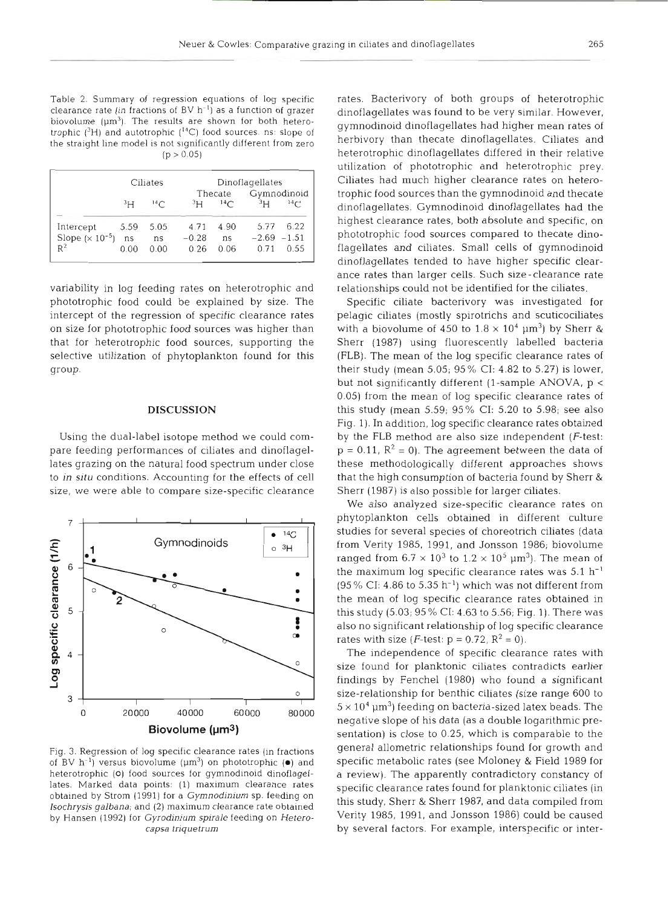Table 2. Summary of regression equations of log specific clearance rate (in fractions of BV $h^{-1}$) as a function of grazer biovolume ($\mu m^3$). The results are shown for both heterotrophic ($^3H$) and autotrophic ($^{14}C$) food sources. ns: slope of the straight line model is not significantly different from zero ($p > 0.05$)

| | Ciliates | | Dinoflagellates | | | |
|---|---|---|---|---|---|---|
| | | | Thecate | | Gymnodinoid | |
| | $^3H$ | $^{14}C$ | $^3H$ | $^{14}C$ | $^3H$ | $^{14}C$ |
| Intercept | 5.59 | 5.05 | 4.71 | 4.90 | 5.77 | 6.22 |
| Slope ($\times 10^{-5}$) | ns | ns | −0.28 | ns | −2.69 | −1.51 |
| $R^2$ | 0.00 | 0.00 | 0.26 | 0.06 | 0.71 | 0.55 |

variability in log feeding rates on heterotrophic and phototrophic food could be explained by size. The intercept of the regression of specific clearance rates on size for phototrophic food sources was higher than that for heterotrophic food sources, supporting the selective utilization of phytoplankton found for this group.

## DISCUSSION

Using the dual-label isotope method we could compare feeding performances of ciliates and dinoflagellates grazing on the natural food spectrum under close to *in situ* conditions. Accounting for the effects of cell size, we were able to compare size-specific clearance rates. Bacterivory of both groups of heterotrophic dinoflagellates was found to be very similar. However, gymnodinoid dinoflagellates had higher mean rates of herbivory than thecate dinoflagellates. Ciliates and heterotrophic dinoflagellates differed in their relative utilization of phototrophic and heterotrophic prey. Ciliates had much higher clearance rates on heterotrophic food sources than the gymnodinoid and thecate dinoflagellates. Gymnodinoid dinoflagellates had the highest clearance rates, both absolute and specific, on phototrophic food sources compared to thecate dinoflagellates and ciliates. Small cells of gymnodinoid dinoflagellates tended to have higher specific clearance rates than larger cells. Such size-clearance rate relationships could not be identified for the ciliates.

Fig. 3. Regression of log specific clearance rates (in fractions of BV $h^{-1}$) versus biovolume ($\mu m^3$) on phototrophic (●) and heterotrophic (○) food sources for gymnodinoid dinoflagellates. Marked data points: (1) maximum clearance rates obtained by Strom (1991) for a *Gymnodinium* sp. feeding on *Isochrysis galbana*; and (2) maximum clearance rate obtained by Hansen (1992) for *Gyrodinium spirale* feeding on *Heterocapsa triquetrum*

Specific ciliate bacterivory was investigated for pelagic ciliates (mostly spirotrichs and scuticociliates with a biovolume of 450 to $1.8 \times 10^4$ $\mu m^3$) by Sherr & Sherr (1987) using fluorescently labelled bacteria (FLB). The mean of the log specific clearance rates of their study (mean 5.05; 95% CI: 4.82 to 5.27) is lower, but not significantly different (1-sample ANOVA, $p < 0.05$) from the mean of log specific clearance rates of this study (mean 5.59; 95% CI: 5.20 to 5.98; see also Fig. 1). In addition, log specific clearance rates obtained by the FLB method are also size independent (*F*-test: $p = 0.11$, $R^2 = 0$). The agreement between the data of these methodologically different approaches shows that the high consumption of bacteria found by Sherr & Sherr (1987) is also possible for larger ciliates.

We also analyzed size-specific clearance rates on phytoplankton cells obtained in different culture studies for several species of choreotrich ciliates (data from Verity 1985, 1991, and Jonsson 1986; biovolume ranged from $6.7 \times 10^3$ to $1.2 \times 10^5$ $\mu m^3$). The mean of the maximum log specific clearance rates was 5.1 $h^{-1}$ (95% CI: 4.86 to 5.35 $h^{-1}$) which was not different from the mean of log specific clearance rates obtained in this study (5.03; 95% CI: 4.63 to 5.56; Fig. 1). There was also no significant relationship of log specific clearance rates with size (*F*-test: $p = 0.72$, $R^2 = 0$).

The independence of specific clearance rates with size found for planktonic ciliates contradicts earlier findings by Fenchel (1980) who found a significant size-relationship for benthic ciliates (size range 600 to $5 \times 10^4$ $\mu m^3$) feeding on bacteria-sized latex beads. The negative slope of his data (as a double logarithmic presentation) is close to 0.25, which is comparable to the general allometric relationships found for growth and specific metabolic rates (see Moloney & Field 1989 for a review). The apparently contradictory constancy of specific clearance rates found for planktonic ciliates (in this study, Sherr & Sherr 1987, and data compiled from Verity 1985, 1991, and Jonsson 1986) could be caused by several factors. For example, interspecific or inter-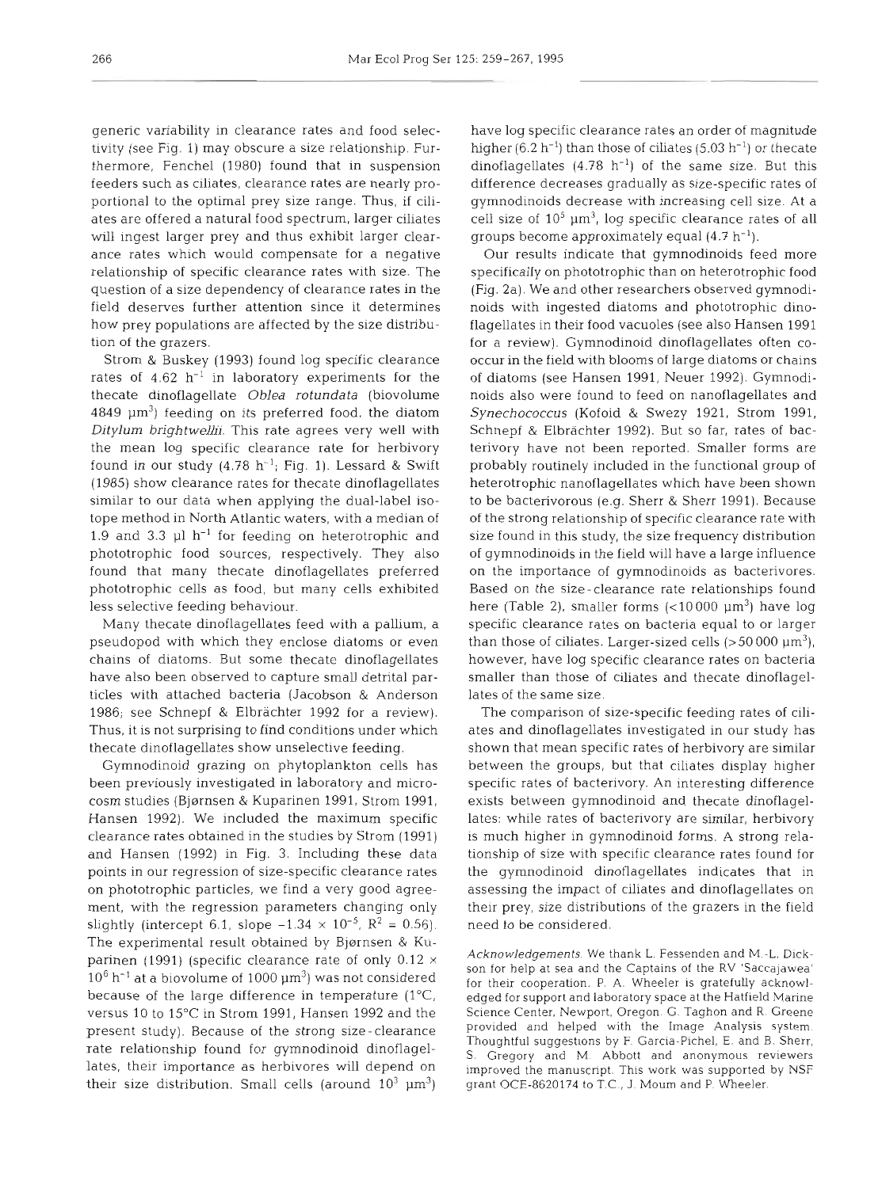generic variability in clearance rates and food selectivity (see Fig. 1) may obscure a size relationship. Furthermore, Fenchel (1980) found that in suspension feeders such as ciliates, clearance rates are nearly proportional to the optimal prey size range. Thus, if ciliates are offered a natural food spectrum, larger ciliates will ingest larger prey and thus exhibit larger clearance rates which would compensate for a negative relationship of specific clearance rates with size. The question of a size dependency of clearance rates in the field deserves further attention since it determines how prey populations are affected by the size distribution of the grazers.

Strom & Buskey (1993) found log specific clearance rates of 4.62 $h^{-1}$ in laboratory experiments for the thecate dinoflagellate *Oblea rotundata* (biovolume 4849 $\mu m^3$) feeding on its preferred food, the diatom *Ditylum brightwellii*. This rate agrees very well with the mean log specific clearance rate for herbivory found in our study (4.78 $h^{-1}$; Fig. 1). Lessard & Swift (1985) show clearance rates for thecate dinoflagellates similar to our data when applying the dual-label isotope method in North Atlantic waters, with a median of 1.9 and 3.3 µl $h^{-1}$ for feeding on heterotrophic and phototrophic food sources, respectively. They also found that many thecate dinoflagellates preferred phototrophic cells as food, but many cells exhibited less selective feeding behaviour.

Many thecate dinoflagellates feed with a pallium, a pseudopod with which they enclose diatoms or even chains of diatoms. But some thecate dinoflagellates have also been observed to capture small detrital particles with attached bacteria (Jacobson & Anderson 1986; see Schnepf & Elbrächter 1992 for a review). Thus, it is not surprising to find conditions under which thecate dinoflagellates show unselective feeding.

Gymnodinoid grazing on phytoplankton cells has been previously investigated in laboratory and microcosm studies (Bjørnsen & Kuparinen 1991, Strom 1991, Hansen 1992). We included the maximum specific clearance rates obtained in the studies by Strom (1991) and Hansen (1992) in Fig. 3. Including these data points in our regression of size-specific clearance rates on phototrophic particles, we find a very good agreement, with the regression parameters changing only slightly (intercept 6.1, slope $-1.34 \times 10^{-5}$, $R^2 = 0.56$). The experimental result obtained by Bjørnsen & Kuparinen (1991) (specific clearance rate of only $0.12 \times 10^6$ $h^{-1}$ at a biovolume of 1000 $\mu m^3$) was not considered because of the large difference in temperature (1°C, versus 10 to 15°C in Strom 1991, Hansen 1992 and the present study). Because of the strong size-clearance rate relationship found for gymnodinoid dinoflagellates, their importance as herbivores will depend on their size distribution. Small cells (around $10^3$ $\mu m^3$) have log specific clearance rates an order of magnitude higher (6.2 $h^{-1}$) than those of ciliates (5.03 $h^{-1}$) or thecate dinoflagellates (4.78 $h^{-1}$) of the same size. But this difference decreases gradually as size-specific rates of gymnodinoids decrease with increasing cell size. At a cell size of $10^5$ $\mu m^3$, log specific clearance rates of all groups become approximately equal (4.7 $h^{-1}$).

Our results indicate that gymnodinoids feed more specifically on phototrophic than on heterotrophic food (Fig. 2a). We and other researchers observed gymnodinoids with ingested diatoms and phototrophic dinoflagellates in their food vacuoles (see also Hansen 1991 for a review). Gymnodinoid dinoflagellates often cooccur in the field with blooms of large diatoms or chains of diatoms (see Hansen 1991, Neuer 1992). Gymnodinoids also were found to feed on nanoflagellates and *Synechococcus* (Kofoid & Swezy 1921, Strom 1991, Schnepf & Elbrächter 1992). But so far, rates of bacterivory have not been reported. Smaller forms are probably routinely included in the functional group of heterotrophic nanoflagellates which have been shown to be bacterivorous (e.g. Sherr & Sherr 1991). Because of the strong relationship of specific clearance rate with size found in this study, the size frequency distribution of gymnodinoids in the field will have a large influence on the importance of gymnodinoids as bacterivores. Based on the size-clearance rate relationships found here (Table 2), smaller forms (<10000 $\mu m^3$) have log specific clearance rates on bacteria equal to or larger than those of ciliates. Larger-sized cells (>50000 $\mu m^3$), however, have log specific clearance rates on bacteria smaller than those of ciliates and thecate dinoflagellates of the same size.

The comparison of size-specific feeding rates of ciliates and dinoflagellates investigated in our study has shown that mean specific rates of herbivory are similar between the groups, but that ciliates display higher specific rates of bacterivory. An interesting difference exists between gymnodinoid and thecate dinoflagellates: while rates of bacterivory are similar, herbivory is much higher in gymnodinoid forms. A strong relationship of size with specific clearance rates found for the gymnodinoid dinoflagellates indicates that in assessing the impact of ciliates and dinoflagellates on their prey, size distributions of the grazers in the field need to be considered.

*Acknowledgements.* We thank L. Fessenden and M.-L. Dickson for help at sea and the Captains of the RV 'Saccajawea' for their cooperation. P. A. Wheeler is gratefully acknowledged for support and laboratory space at the Hatfield Marine Science Center, Newport, Oregon. G. Taghon and R. Greene provided and helped with the Image Analysis system. Thoughtful suggestions by F. Garcia-Pichel, E. and B. Sherr, S. Gregory and M. Abbott and anonymous reviewers improved the manuscript. This work was supported by NSF grant OCE-8620174 to T.C., J. Moum and P. Wheeler.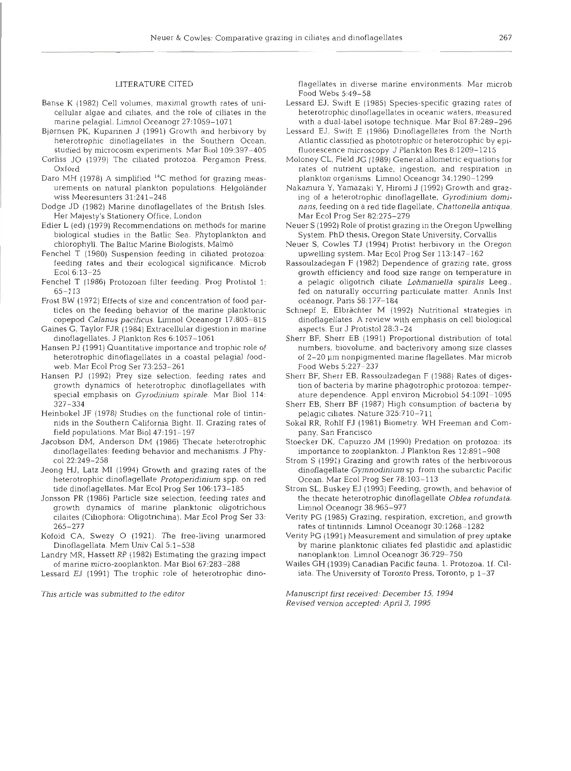## LITERATURE CITED

Banse K (1982) Cell volumes, maximal growth rates of unicellular algae and ciliates, and the role of ciliates in the marine pelagial. Limnol Oceanogr 27:1059–1071

Bjørnsen PK, Kuparinen J (1991) Growth and herbivory by heterotrophic dinoflagellates in the Southern Ocean, studied by microcosm experiments. Mar Biol 109:397–405

Corliss JO (1979) The ciliated protozoa. Pergamon Press, Oxford

Daro MH (1978) A simplified $^{14}$C method for grazing measurements on natural plankton populations. Helgoländer wiss Meeresunters 31:241–248

Dodge JD (1982) Marine dinoflagellates of the British Isles. Her Majesty's Stationery Office, London

Edler L (ed) (1979) Recommendations on methods for marine biological studies in the Batlic Sea. Phytoplankton and chlorophyll. The Baltic Marine Biologists, Malmö

Fenchel T (1980) Suspension feeding in ciliated protozoa: feeding rates and their ecological significance. Microb Ecol 6:13–25

Fenchel T (1986) Protozoan filter feeding. Prog Protistol 1: 65–113

Frost BW (1972) Effects of size and concentration of food particles on the feeding behavior of the marine planktonic copepod *Calanus pacificus*. Limnol Oceanogr 17:805–815

Gaines G, Taylor FJR (1984) Extracellular digestion in marine dinoflagellates. J Plankton Res 6:1057–1061

Hansen PJ (1991) Quantitative importance and trophic role of heterotrophic dinoflagellates in a coastal pelagial foodweb. Mar Ecol Prog Ser 73:253–261

Hansen PJ (1992) Prey size selection, feeding rates and growth dynamics of heterotrophic dinoflagellates with special emphasis on *Gyrodinium spirale*. Mar Biol 114: 327–334

Heinbokel JF (1978) Studies on the functional role of tintinnids in the Southern California Bight. II. Grazing rates of field populations. Mar Biol 47:191–197

Jacobson DM, Anderson DM (1986) Thecate heterotrophic dinoflagellates: feeding behavior and mechanisms. J Phycol 22:249–258

Jeong HJ, Latz MI (1994) Growth and grazing rates of the heterotrophic dinoflagellate *Protoperidinium* spp. on red tide dinoflagellates. Mar Ecol Prog Ser 106:173–185

Jonsson PR (1986) Particle size selection, feeding rates and growth dynamics of marine planktonic oligotrichous cilaites (Ciliophora: Oligotrichina). Mar Ecol Prog Ser 33: 265–277

Kofoid CA, Swezy O (1921). The free-living unarmored Dinoflagellata. Mem Univ Cal 5:1–538

Landry MR, Hassett RP (1982) Estimating the grazing impact of marine micro-zooplankton. Mar Biol 67:283–288

Lessard EJ (1991) The trophic role of heterotrophic dinoflagellates in diverse marine environments. Mar microb Food Webs 5:49–58

Lessard EJ, Swift E (1985) Species-specific grazing rates of heterotrophic dinoflagellates in oceanic waters, measured with a dual-label isotope technique. Mar Biol 87:289–296

Lessard EJ, Swift E (1986) Dinoflagellates from the North Atlantic classified as phototrophic or heterotrophic by epifluorescence microscopy. J Plankton Res 8:1209–1215

Moloney CL, Field JG (1989) General allometric equations for rates of nutrient uptake, ingestion, and respiration in plankton organisms. Limnol Oceanogr 34:1290–1299

Nakamura Y, Yamazaki Y, Hiromi J (1992) Growth and grazing of a heterotrophic dinoflagellate, *Gyrodinium dominans*, feeding on a red tide flagellate, *Chattonella antiqua*. Mar Ecol Prog Ser 82:275–279

Neuer S (1992) Role of protist grazing in the Oregon Upwelling System. PhD thesis, Oregon State University, Corvallis

Neuer S, Cowles TJ (1994) Protist herbivory in the Oregon upwelling system. Mar Ecol Prog Ser 113:147–162

Rassoulzadegan F (1982) Dependence of grazing rate, gross growth efficiency and food size range on temperature in a pelagic oligotrich ciliate *Lohmaniella spiralis* Leeg., fed on naturally occurring particulate matter. Annls Inst océanogr, Paris 58:177–184

Schnepf E, Elbrächter M (1992) Nutritional strategies in dinoflagellates. A review with emphasis on cell biological aspects. Eur J Protistol 28:3–24

Sherr BF, Sherr EB (1991) Proportional distribution of total numbers, biovolume, and bacterivory among size classes of 2–20 µm nonpigmented marine flagellates. Mar microb Food Webs 5:227–237

Sherr BF, Sherr EB, Rassoulzadegan F (1988) Rates of digestion of bacteria by marine phagotrophic protozoa: temperature dependence. Appl environ Microbiol 54:1091–1095

Sherr EB, Sherr BF (1987) High consumption of bacteria by pelagic ciliates. Nature 325:710–711

Sokal RR, Rohlf FJ (1981) Biometry. WH Freeman and Company, San Francisco

Stoecker DK, Capuzzo JM (1990) Predation on protozoa: its importance to zooplankton. J Plankton Res 12:891–908

Strom S (1991) Grazing and growth rates of the herbivorous dinoflagellate *Gymnodinium* sp. from the subarctic Pacific Ocean. Mar Ecol Prog Ser 78:103–113

Strom SL, Buskey EJ (1993) Feeding, growth, and behavior of the thecate heterotrophic dinoflagellate *Oblea rotundata*. Limnol Oceanogr 38:965–977

Verity PG (1985) Grazing, respiration, excretion, and growth rates of tintinnids. Limnol Oceanogr 30:1268–1282

Verity PG (1991) Measurement and simulation of prey uptake by marine planktonic ciliates fed plastidic and aplastidic nanoplankton. Limnol Oceanogr 36:729–750

Wailes GH (1939) Canadian Pacific fauna. 1. Protozoa. 1f. Ciliata. The University of Toronto Press, Toronto, p 1–37

*This article was submitted to the editor*

*Manuscript first received: December 15, 1994*
*Revised version accepted: April 3, 1995*